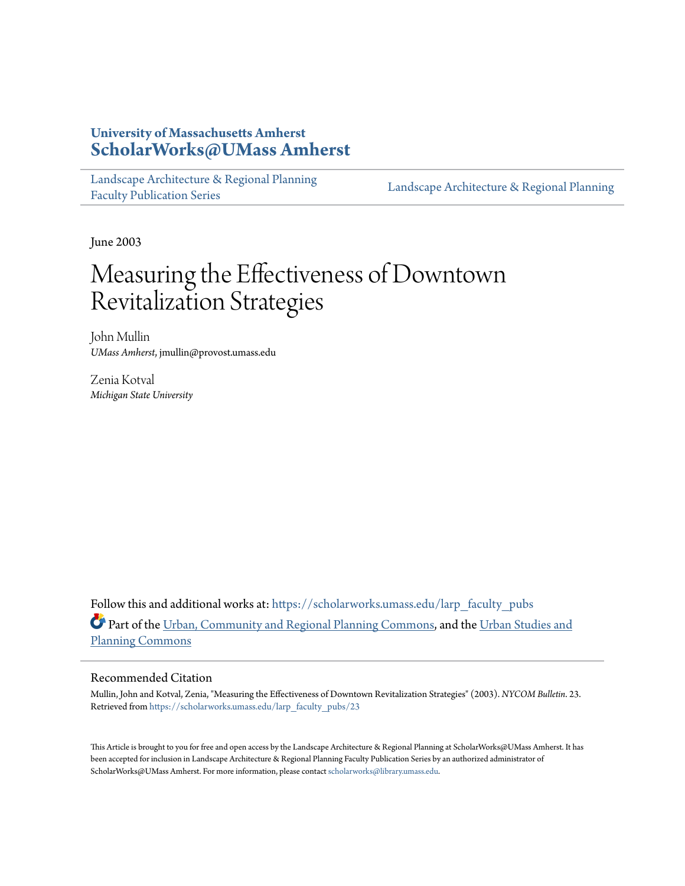University of Massachusetts Amherst
**ScholarWorks@UMass Amherst**

Landscape Architecture & Regional Planning Faculty Publication Series | Landscape Architecture & Regional Planning

June 2003

# Measuring the Effectiveness of Downtown Revitalization Strategies

John Mullin
*UMass Amherst*, jmullin@provost.umass.edu

Zenia Kotval
*Michigan State University*

Follow this and additional works at: https://scholarworks.umass.edu/larp_faculty_pubs

Part of the Urban, Community and Regional Planning Commons, and the Urban Studies and Planning Commons

## Recommended Citation

Mullin, John and Kotval, Zenia, "Measuring the Effectiveness of Downtown Revitalization Strategies" (2003). *NYCOM Bulletin*. 23.
Retrieved from https://scholarworks.umass.edu/larp_faculty_pubs/23

This Article is brought to you for free and open access by the Landscape Architecture & Regional Planning at ScholarWorks@UMass Amherst. It has been accepted for inclusion in Landscape Architecture & Regional Planning Faculty Publication Series by an authorized administrator of ScholarWorks@UMass Amherst. For more information, please contact scholarworks@library.umass.edu.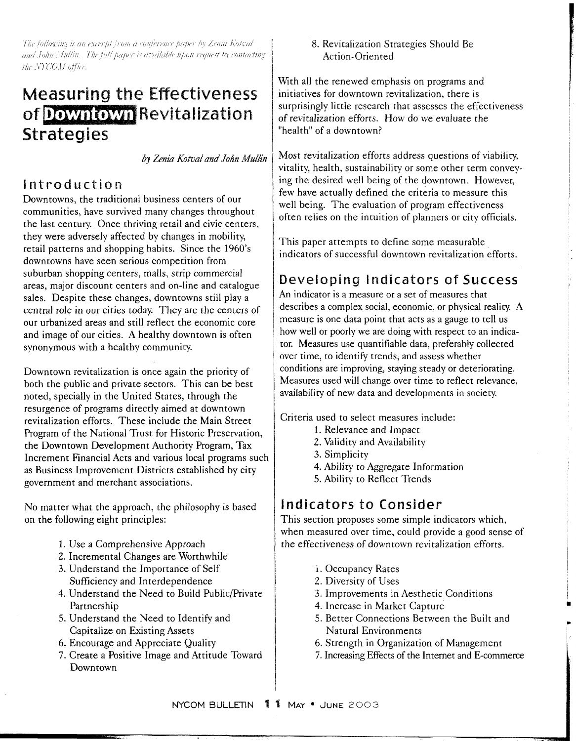*The following is an excerpt from a conference paper by Zenia Kotval and John Mullin. The full paper is available upon request by contacting the NYCOM office.*

# Measuring the Effectiveness of Downtown Revitalization Strategies

*by Zenia Kotval and John Mullin*

## Introduction

Downtowns, the traditional business centers of our communities, have survived many changes throughout the last century. Once thriving retail and civic centers, they were adversely affected by changes in mobility, retail patterns and shopping habits. Since the 1960's downtowns have seen serious competition from suburban shopping centers, malls, strip commercial areas, major discount centers and on-line and catalogue sales. Despite these changes, downtowns still play a central role in our cities today. They are the centers of our urbanized areas and still reflect the economic core and image of our cities. A healthy downtown is often synonymous with a healthy community.

Downtown revitalization is once again the priority of both the public and private sectors. This can be best noted, specially in the United States, through the resurgence of programs directly aimed at downtown revitalization efforts. These include the Main Street Program of the National Trust for Historic Preservation, the Downtown Development Authority Program, Tax Increment Financial Acts and various local programs such as Business Improvement Districts established by city government and merchant associations.

No matter what the approach, the philosophy is based on the following eight principles:

1. Use a Comprehensive Approach
2. Incremental Changes are Worthwhile
3. Understand the Importance of Self Sufficiency and Interdependence
4. Understand the Need to Build Public/Private Partnership
5. Understand the Need to Identify and Capitalize on Existing Assets
6. Encourage and Appreciate Quality
7. Create a Positive Image and Attitude Toward Downtown
8. Revitalization Strategies Should Be Action-Oriented

With all the renewed emphasis on programs and initiatives for downtown revitalization, there is surprisingly little research that assesses the effectiveness of revitalization efforts. How do we evaluate the "health" of a downtown?

Most revitalization efforts address questions of viability, vitality, health, sustainability or some other term conveying the desired well being of the downtown. However, few have actually defined the criteria to measure this well being. The evaluation of program effectiveness often relies on the intuition of planners or city officials.

This paper attempts to define some measurable indicators of successful downtown revitalization efforts.

## Developing Indicators of Success

An indicator is a measure or a set of measures that describes a complex social, economic, or physical reality. A measure is one data point that acts as a gauge to tell us how well or poorly we are doing with respect to an indicator. Measures use quantifiable data, preferably collected over time, to identify trends, and assess whether conditions are improving, staying steady or deteriorating. Measures used will change over time to reflect relevance, availability of new data and developments in society.

Criteria used to select measures include:

1. Relevance and Impact
2. Validity and Availability
3. Simplicity
4. Ability to Aggregate Information
5. Ability to Reflect Trends

## Indicators to Consider

This section proposes some simple indicators which, when measured over time, could provide a good sense of the effectiveness of downtown revitalization efforts.

1. Occupancy Rates
2. Diversity of Uses
3. Improvements in Aesthetic Conditions
4. Increase in Market Capture
5. Better Connections Between the Built and Natural Environments
6. Strength in Organization of Management
7. Increasing Effects of the Internet and E-commerce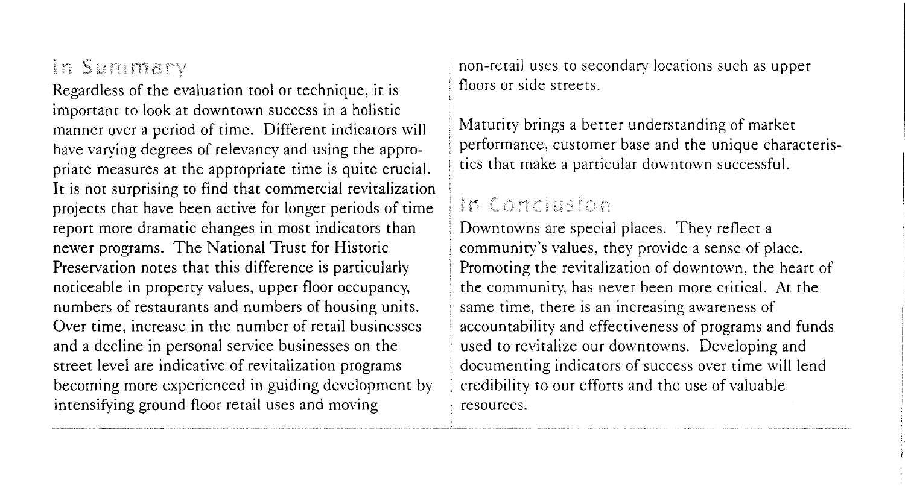## In Summary

Regardless of the evaluation tool or technique, it is important to look at downtown success in a holistic manner over a period of time. Different indicators will have varying degrees of relevancy and using the appropriate measures at the appropriate time is quite crucial. It is not surprising to find that commercial revitalization projects that have been active for longer periods of time report more dramatic changes in most indicators than newer programs. The National Trust for Historic Preservation notes that this difference is particularly noticeable in property values, upper floor occupancy, numbers of restaurants and numbers of housing units. Over time, increase in the number of retail businesses and a decline in personal service businesses on the street level are indicative of revitalization programs becoming more experienced in guiding development by intensifying ground floor retail uses and moving non-retail uses to secondary locations such as upper floors or side streets.

Maturity brings a better understanding of market performance, customer base and the unique characteristics that make a particular downtown successful.

## In Conclusion

Downtowns are special places. They reflect a community's values, they provide a sense of place. Promoting the revitalization of downtown, the heart of the community, has never been more critical. At the same time, there is an increasing awareness of accountability and effectiveness of programs and funds used to revitalize our downtowns. Developing and documenting indicators of success over time will lend credibility to our efforts and the use of valuable resources.